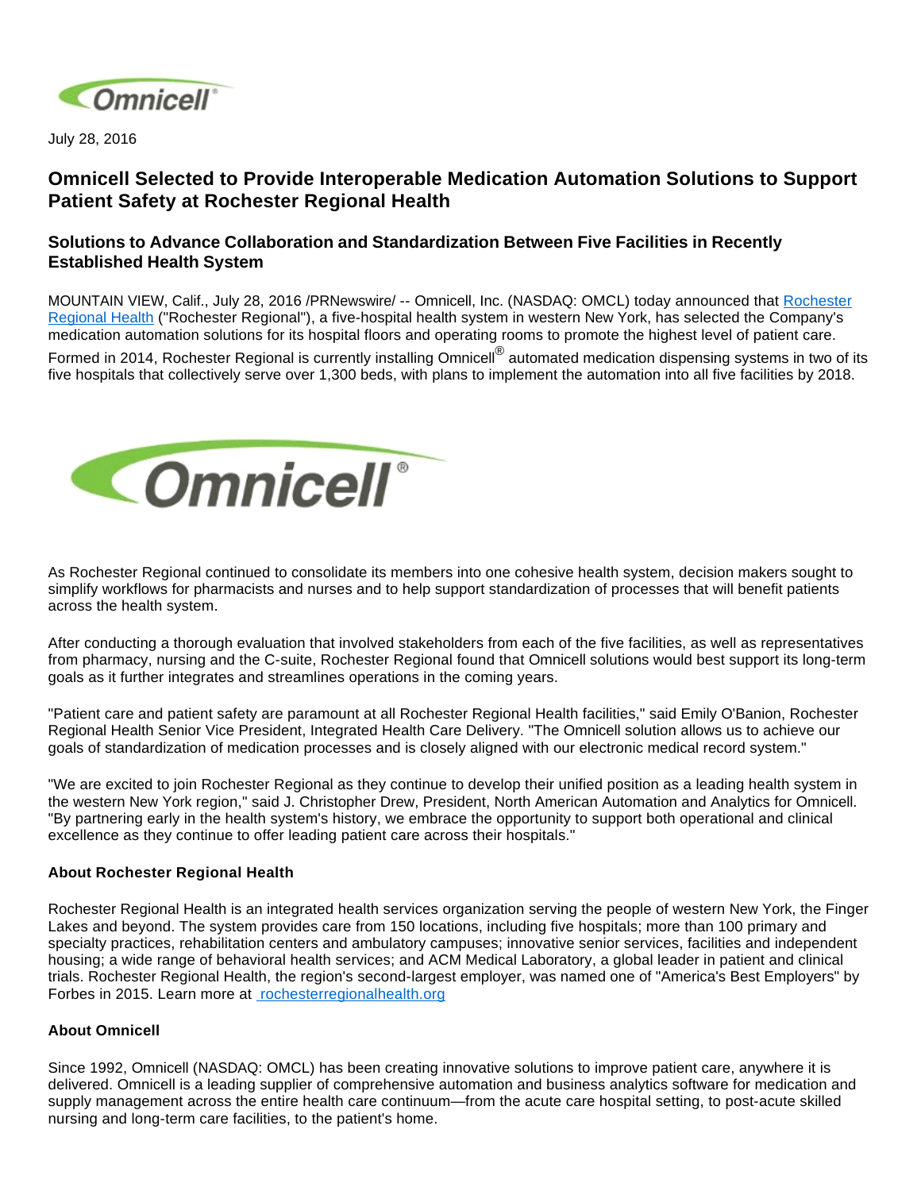July 28, 2016

# Omnicell Selected to Provide Interoperable Medication Automation Solutions to Support Patient Safety at Rochester Regional Health

## Solutions to Advance Collaboration and Standardization Between Five Facilities in Recently Established Health System

MOUNTAIN VIEW, Calif., July 28, 2016 /PRNewswire/ -- Omnicell, Inc. (NASDAQ: OMCL) today announced that Rochester Regional Health ("Rochester Regional"), a five-hospital health system in western New York, has selected the Company's medication automation solutions for its hospital floors and operating rooms to promote the highest level of patient care.

Formed in 2014, Rochester Regional is currently installing Omnicell® automated medication dispensing systems in two of its five hospitals that collectively serve over 1,300 beds, with plans to implement the automation into all five facilities by 2018.

As Rochester Regional continued to consolidate its members into one cohesive health system, decision makers sought to simplify workflows for pharmacists and nurses and to help support standardization of processes that will benefit patients across the health system.

After conducting a thorough evaluation that involved stakeholders from each of the five facilities, as well as representatives from pharmacy, nursing and the C-suite, Rochester Regional found that Omnicell solutions would best support its long-term goals as it further integrates and streamlines operations in the coming years.

"Patient care and patient safety are paramount at all Rochester Regional Health facilities," said Emily O'Banion, Rochester Regional Health Senior Vice President, Integrated Health Care Delivery. "The Omnicell solution allows us to achieve our goals of standardization of medication processes and is closely aligned with our electronic medical record system."

"We are excited to join Rochester Regional as they continue to develop their unified position as a leading health system in the western New York region," said J. Christopher Drew, President, North American Automation and Analytics for Omnicell. "By partnering early in the health system's history, we embrace the opportunity to support both operational and clinical excellence as they continue to offer leading patient care across their hospitals."

**About Rochester Regional Health**

Rochester Regional Health is an integrated health services organization serving the people of western New York, the Finger Lakes and beyond. The system provides care from 150 locations, including five hospitals; more than 100 primary and specialty practices, rehabilitation centers and ambulatory campuses; innovative senior services, facilities and independent housing; a wide range of behavioral health services; and ACM Medical Laboratory, a global leader in patient and clinical trials. Rochester Regional Health, the region's second-largest employer, was named one of "America's Best Employers" by Forbes in 2015. Learn more at rochesterregionalhealth.org

**About Omnicell**

Since 1992, Omnicell (NASDAQ: OMCL) has been creating innovative solutions to improve patient care, anywhere it is delivered. Omnicell is a leading supplier of comprehensive automation and business analytics software for medication and supply management across the entire health care continuum—from the acute care hospital setting, to post-acute skilled nursing and long-term care facilities, to the patient's home.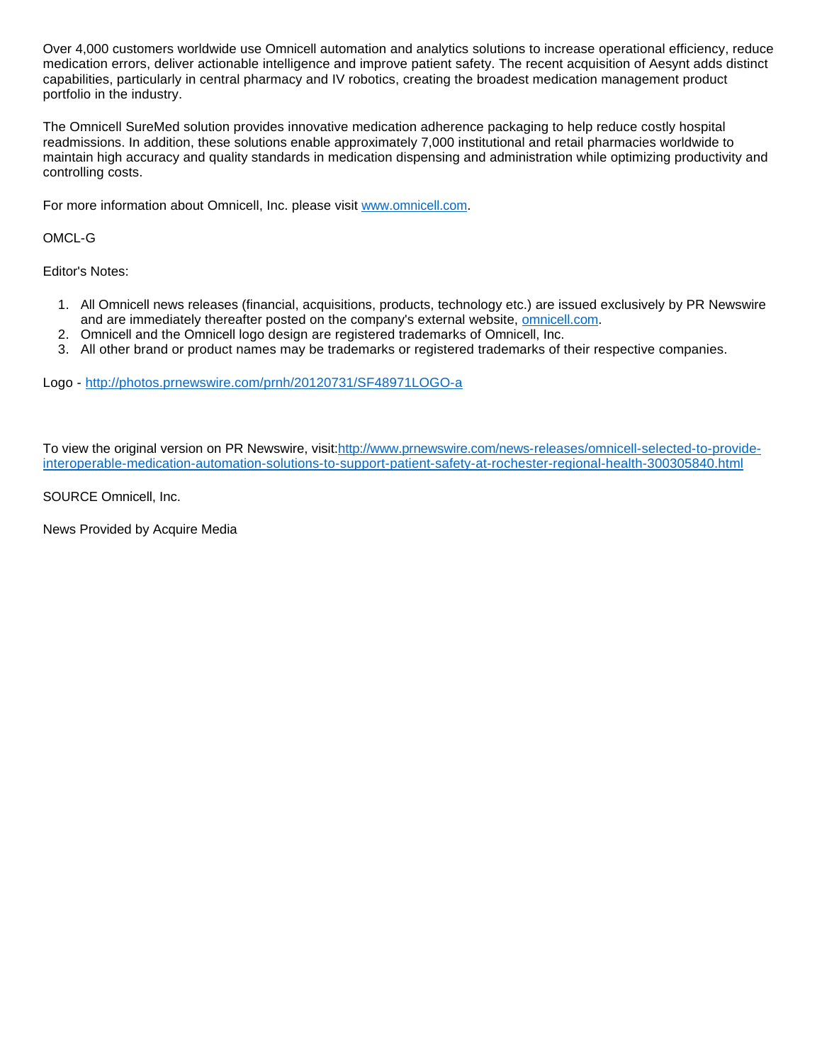Over 4,000 customers worldwide use Omnicell automation and analytics solutions to increase operational efficiency, reduce medication errors, deliver actionable intelligence and improve patient safety. The recent acquisition of Aesynt adds distinct capabilities, particularly in central pharmacy and IV robotics, creating the broadest medication management product portfolio in the industry.

The Omnicell SureMed solution provides innovative medication adherence packaging to help reduce costly hospital readmissions. In addition, these solutions enable approximately 7,000 institutional and retail pharmacies worldwide to maintain high accuracy and quality standards in medication dispensing and administration while optimizing productivity and controlling costs.

For more information about Omnicell, Inc. please visit [www.omnicell.com](http://www.omnicell.com).

OMCL-G

Editor's Notes:

1. All Omnicell news releases (financial, acquisitions, products, technology etc.) are issued exclusively by PR Newswire and are immediately thereafter posted on the company's external website, [omnicell.com](http://omnicell.com).
2. Omnicell and the Omnicell logo design are registered trademarks of Omnicell, Inc.
3. All other brand or product names may be trademarks or registered trademarks of their respective companies.

Logo - [http://photos.prnewswire.com/prnh/20120731/SF48971LOGO-a](http://photos.prnewswire.com/prnh/20120731/SF48971LOGO-a)

To view the original version on PR Newswire, visit:[http://www.prnewswire.com/news-releases/omnicell-selected-to-provide-interoperable-medication-automation-solutions-to-support-patient-safety-at-rochester-regional-health-300305840.html](http://www.prnewswire.com/news-releases/omnicell-selected-to-provide-interoperable-medication-automation-solutions-to-support-patient-safety-at-rochester-regional-health-300305840.html)

SOURCE Omnicell, Inc.

News Provided by Acquire Media